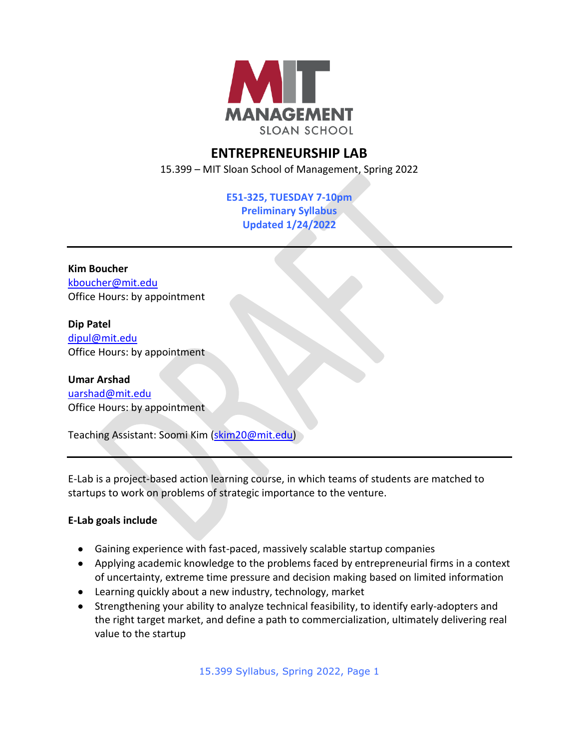# ENTREPRENEURSHIP LAB

15.399 – MIT Sloan School of Management, Spring 2022

**E51-325, TUESDAY 7-10pm**
**Preliminary Syllabus**
**Updated 1/24/2022**

---

**Kim Boucher**
kboucher@mit.edu
Office Hours: by appointment

**Dip Patel**
dipul@mit.edu
Office Hours: by appointment

**Umar Arshad**
uarshad@mit.edu
Office Hours: by appointment

Teaching Assistant: Soomi Kim (skim20@mit.edu)

---

E-Lab is a project-based action learning course, in which teams of students are matched to startups to work on problems of strategic importance to the venture.

**E-Lab goals include**

- Gaining experience with fast-paced, massively scalable startup companies
- Applying academic knowledge to the problems faced by entrepreneurial firms in a context of uncertainty, extreme time pressure and decision making based on limited information
- Learning quickly about a new industry, technology, market
- Strengthening your ability to analyze technical feasibility, to identify early-adopters and the right target market, and define a path to commercialization, ultimately delivering real value to the startup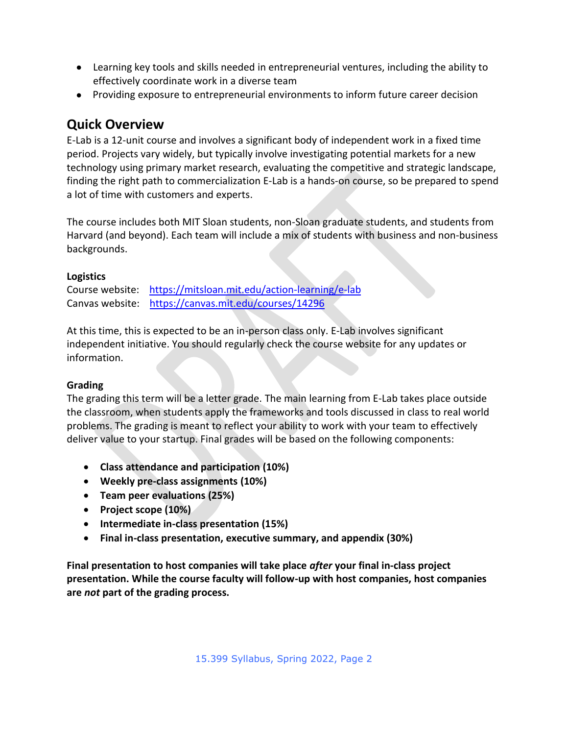- Learning key tools and skills needed in entrepreneurial ventures, including the ability to effectively coordinate work in a diverse team
- Providing exposure to entrepreneurial environments to inform future career decision

## Quick Overview

E-Lab is a 12-unit course and involves a significant body of independent work in a fixed time period. Projects vary widely, but typically involve investigating potential markets for a new technology using primary market research, evaluating the competitive and strategic landscape, finding the right path to commercialization E-Lab is a hands-on course, so be prepared to spend a lot of time with customers and experts.

The course includes both MIT Sloan students, non-Sloan graduate students, and students from Harvard (and beyond). Each team will include a mix of students with business and non-business backgrounds.

**Logistics**

Course website: https://mitsloan.mit.edu/action-learning/e-lab
Canvas website: https://canvas.mit.edu/courses/14296

At this time, this is expected to be an in-person class only. E-Lab involves significant independent initiative. You should regularly check the course website for any updates or information.

**Grading**

The grading this term will be a letter grade. The main learning from E-Lab takes place outside the classroom, when students apply the frameworks and tools discussed in class to real world problems. The grading is meant to reflect your ability to work with your team to effectively deliver value to your startup. Final grades will be based on the following components:

- **Class attendance and participation (10%)**
- **Weekly pre-class assignments (10%)**
- **Team peer evaluations (25%)**
- **Project scope (10%)**
- **Intermediate in-class presentation (15%)**
- **Final in-class presentation, executive summary, and appendix (30%)**

**Final presentation to host companies will take place *after* your final in-class project presentation. While the course faculty will follow-up with host companies, host companies are *not* part of the grading process.**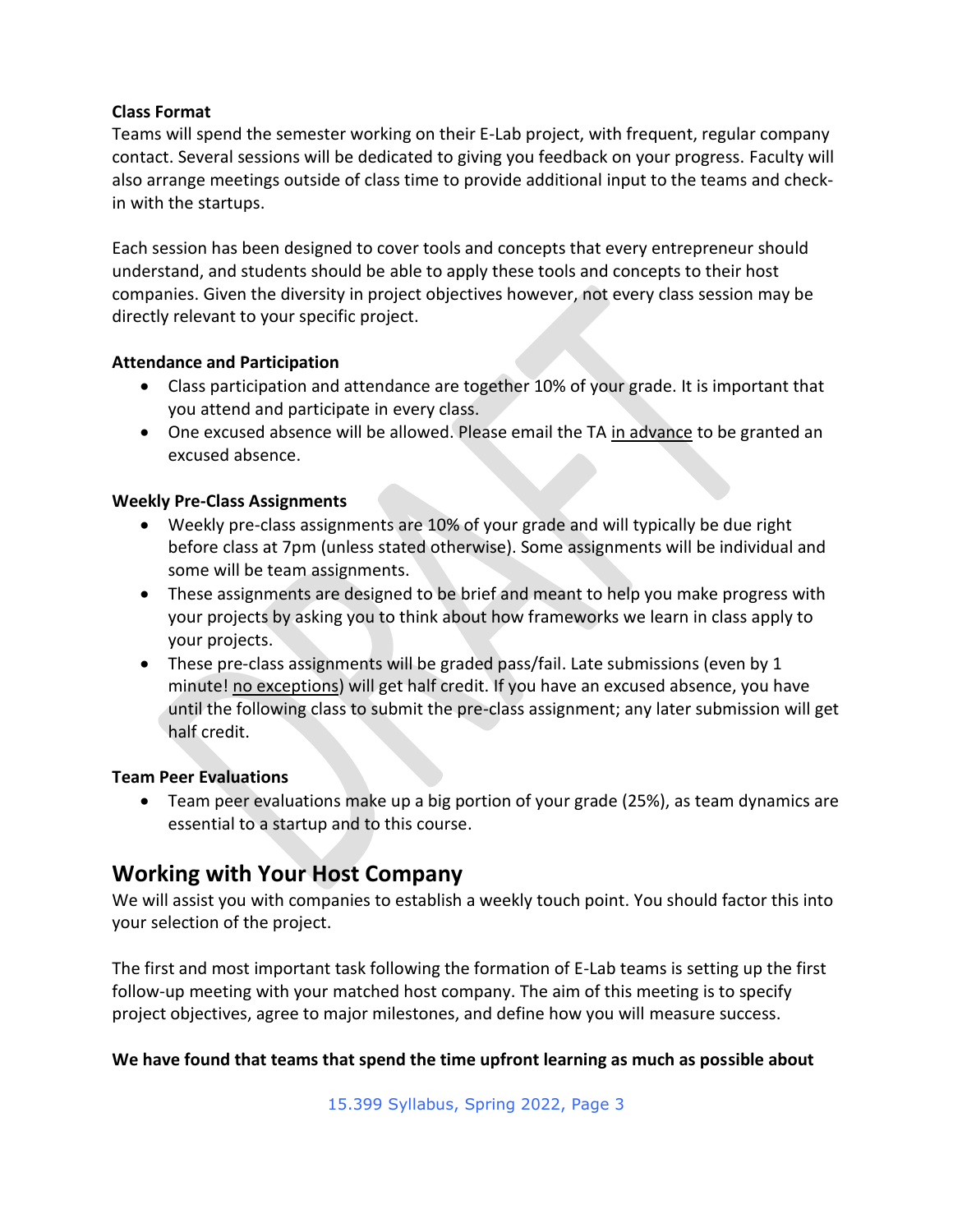**Class Format**

Teams will spend the semester working on their E-Lab project, with frequent, regular company contact. Several sessions will be dedicated to giving you feedback on your progress. Faculty will also arrange meetings outside of class time to provide additional input to the teams and check-in with the startups.

Each session has been designed to cover tools and concepts that every entrepreneur should understand, and students should be able to apply these tools and concepts to their host companies. Given the diversity in project objectives however, not every class session may be directly relevant to your specific project.

**Attendance and Participation**

- Class participation and attendance are together 10% of your grade. It is important that you attend and participate in every class.
- One excused absence will be allowed. Please email the TA <u>in advance</u> to be granted an excused absence.

**Weekly Pre-Class Assignments**

- Weekly pre-class assignments are 10% of your grade and will typically be due right before class at 7pm (unless stated otherwise). Some assignments will be individual and some will be team assignments.
- These assignments are designed to be brief and meant to help you make progress with your projects by asking you to think about how frameworks we learn in class apply to your projects.
- These pre-class assignments will be graded pass/fail. Late submissions (even by 1 minute! <u>no exceptions</u>) will get half credit. If you have an excused absence, you have until the following class to submit the pre-class assignment; any later submission will get half credit.

**Team Peer Evaluations**

- Team peer evaluations make up a big portion of your grade (25%), as team dynamics are essential to a startup and to this course.

## Working with Your Host Company

We will assist you with companies to establish a weekly touch point. You should factor this into your selection of the project.

The first and most important task following the formation of E-Lab teams is setting up the first follow-up meeting with your matched host company. The aim of this meeting is to specify project objectives, agree to major milestones, and define how you will measure success.

**We have found that teams that spend the time upfront learning as much as possible about**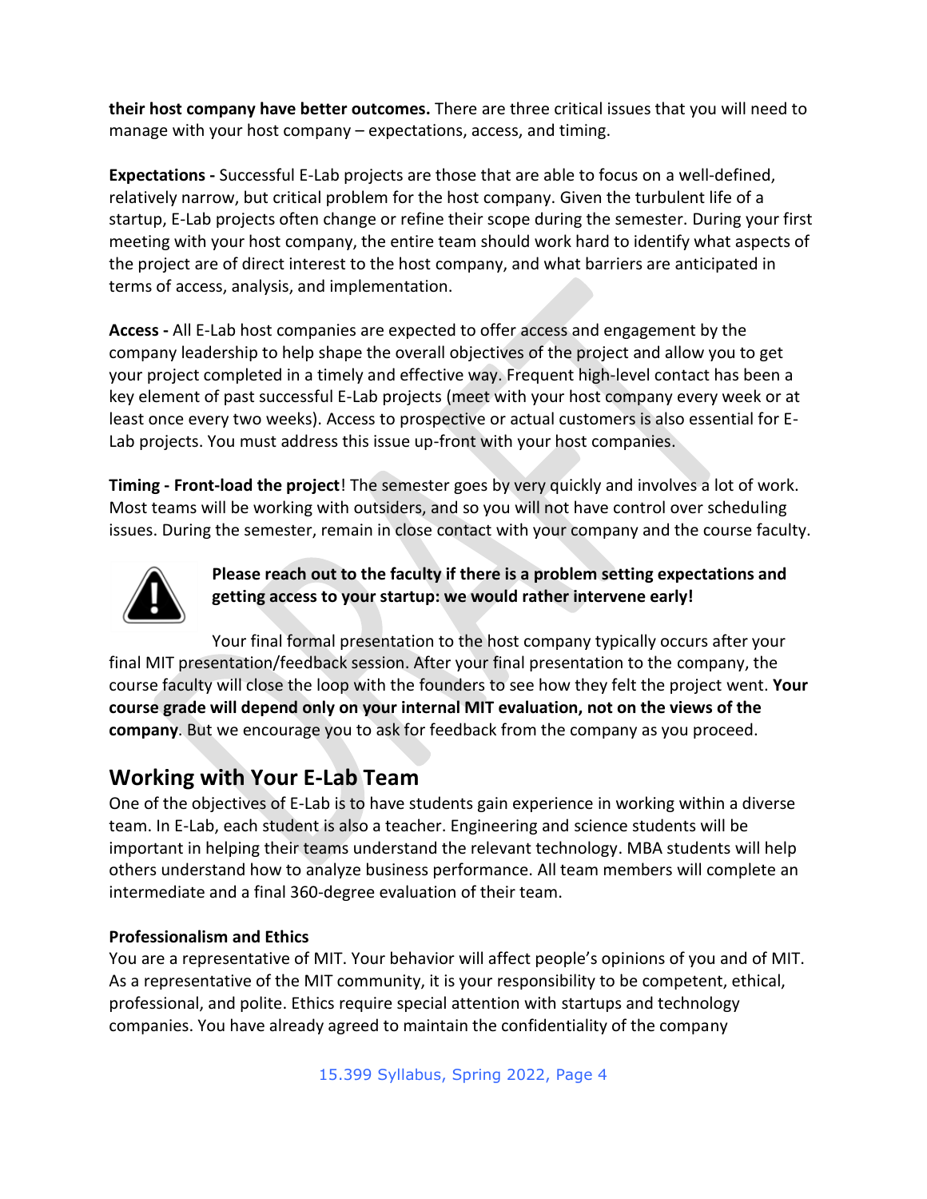**their host company have better outcomes.** There are three critical issues that you will need to manage with your host company – expectations, access, and timing.

**Expectations -** Successful E-Lab projects are those that are able to focus on a well-defined, relatively narrow, but critical problem for the host company. Given the turbulent life of a startup, E-Lab projects often change or refine their scope during the semester. During your first meeting with your host company, the entire team should work hard to identify what aspects of the project are of direct interest to the host company, and what barriers are anticipated in terms of access, analysis, and implementation.

**Access -** All E-Lab host companies are expected to offer access and engagement by the company leadership to help shape the overall objectives of the project and allow you to get your project completed in a timely and effective way. Frequent high-level contact has been a key element of past successful E-Lab projects (meet with your host company every week or at least once every two weeks). Access to prospective or actual customers is also essential for E-Lab projects. You must address this issue up-front with your host companies.

**Timing - Front-load the project**! The semester goes by very quickly and involves a lot of work. Most teams will be working with outsiders, and so you will not have control over scheduling issues. During the semester, remain in close contact with your company and the course faculty.

**Please reach out to the faculty if there is a problem setting expectations and getting access to your startup: we would rather intervene early!**

Your final formal presentation to the host company typically occurs after your final MIT presentation/feedback session. After your final presentation to the company, the course faculty will close the loop with the founders to see how they felt the project went. **Your course grade will depend only on your internal MIT evaluation, not on the views of the company**. But we encourage you to ask for feedback from the company as you proceed.

## Working with Your E-Lab Team

One of the objectives of E-Lab is to have students gain experience in working within a diverse team. In E-Lab, each student is also a teacher. Engineering and science students will be important in helping their teams understand the relevant technology. MBA students will help others understand how to analyze business performance. All team members will complete an intermediate and a final 360-degree evaluation of their team.

### Professionalism and Ethics

You are a representative of MIT. Your behavior will affect people's opinions of you and of MIT. As a representative of the MIT community, it is your responsibility to be competent, ethical, professional, and polite. Ethics require special attention with startups and technology companies. You have already agreed to maintain the confidentiality of the company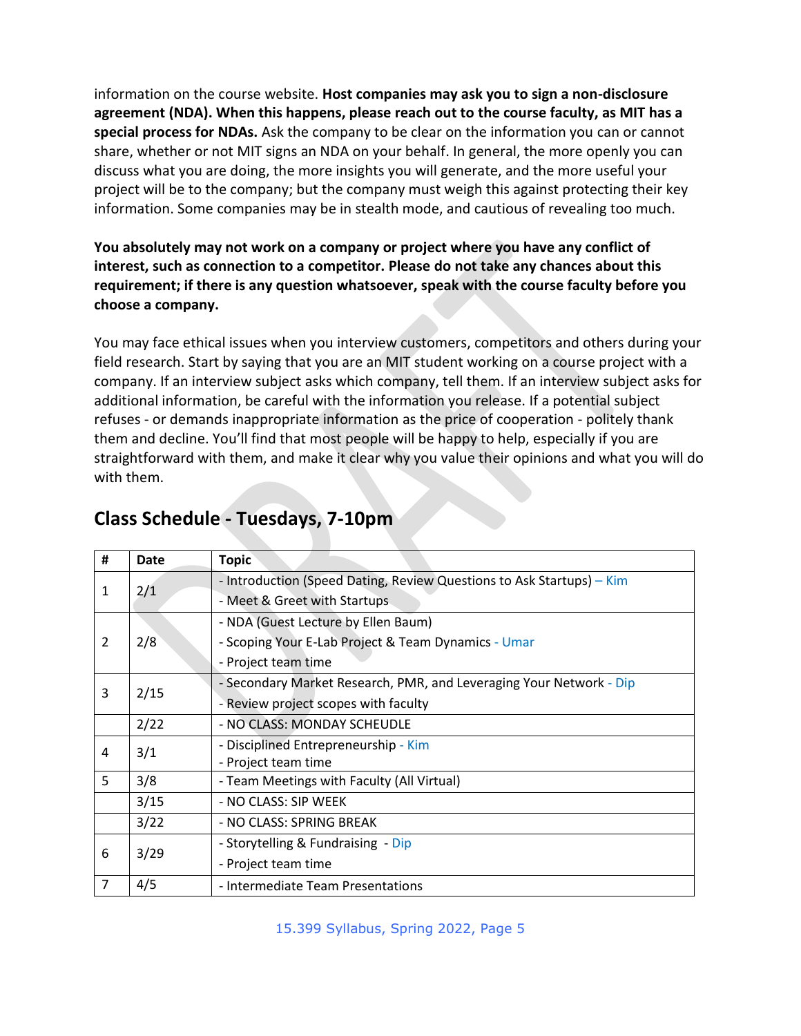information on the course website. **Host companies may ask you to sign a non-disclosure agreement (NDA). When this happens, please reach out to the course faculty, as MIT has a special process for NDAs.** Ask the company to be clear on the information you can or cannot share, whether or not MIT signs an NDA on your behalf. In general, the more openly you can discuss what you are doing, the more insights you will generate, and the more useful your project will be to the company; but the company must weigh this against protecting their key information. Some companies may be in stealth mode, and cautious of revealing too much.

**You absolutely may not work on a company or project where you have any conflict of interest, such as connection to a competitor. Please do not take any chances about this requirement; if there is any question whatsoever, speak with the course faculty before you choose a company.**

You may face ethical issues when you interview customers, competitors and others during your field research. Start by saying that you are an MIT student working on a course project with a company. If an interview subject asks which company, tell them. If an interview subject asks for additional information, be careful with the information you release. If a potential subject refuses - or demands inappropriate information as the price of cooperation - politely thank them and decline. You'll find that most people will be happy to help, especially if you are straightforward with them, and make it clear why you value their opinions and what you will do with them.

## Class Schedule - Tuesdays, 7-10pm

| # | Date | Topic |
|---|---|---|
| 1 | 2/1 | - Introduction (Speed Dating, Review Questions to Ask Startups) – Kim<br>- Meet & Greet with Startups |
| 2 | 2/8 | - NDA (Guest Lecture by Ellen Baum)<br>- Scoping Your E-Lab Project & Team Dynamics - Umar<br>- Project team time |
| 3 | 2/15 | - Secondary Market Research, PMR, and Leveraging Your Network - Dip<br>- Review project scopes with faculty |
| | 2/22 | - NO CLASS: MONDAY SCHEUDLE |
| 4 | 3/1 | - Disciplined Entrepreneurship - Kim<br>- Project team time |
| 5 | 3/8 | - Team Meetings with Faculty (All Virtual) |
| | 3/15 | - NO CLASS: SIP WEEK |
| | 3/22 | - NO CLASS: SPRING BREAK |
| 6 | 3/29 | - Storytelling & Fundraising - Dip<br>- Project team time |
| 7 | 4/5 | - Intermediate Team Presentations |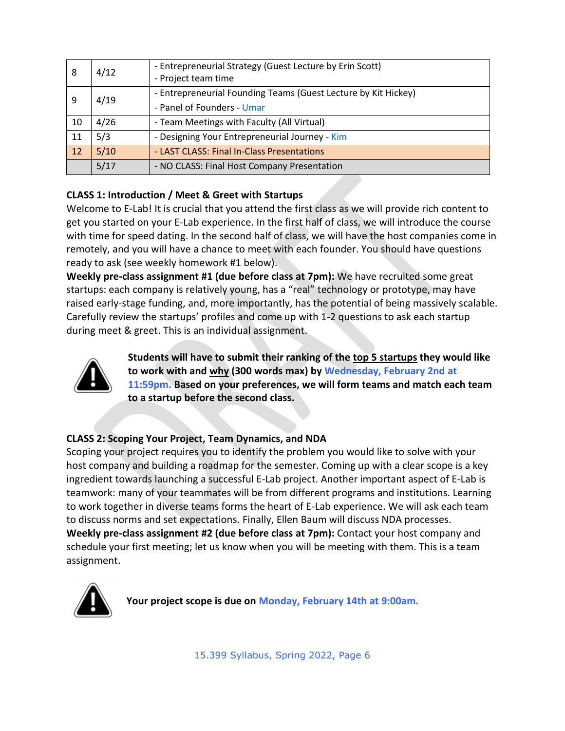| 8 | 4/12 | - Entrepreneurial Strategy (Guest Lecture by Erin Scott)<br>- Project team time |
|---|---|---|
| 9 | 4/19 | - Entrepreneurial Founding Teams (Guest Lecture by Kit Hickey)<br>- Panel of Founders - Umar |
| 10 | 4/26 | - Team Meetings with Faculty (All Virtual) |
| 11 | 5/3 | - Designing Your Entrepreneurial Journey - Kim |
| 12 | 5/10 | - LAST CLASS: Final In-Class Presentations |
| | 5/17 | - NO CLASS: Final Host Company Presentation |

**CLASS 1: Introduction / Meet & Greet with Startups**

Welcome to E-Lab! It is crucial that you attend the first class as we will provide rich content to get you started on your E-Lab experience. In the first half of class, we will introduce the course with time for speed dating. In the second half of class, we will have the host companies come in remotely, and you will have a chance to meet with each founder. You should have questions ready to ask (see weekly homework #1 below).

**Weekly pre-class assignment #1 (due before class at 7pm):** We have recruited some great startups: each company is relatively young, has a "real" technology or prototype, may have raised early-stage funding, and, more importantly, has the potential of being massively scalable. Carefully review the startups' profiles and come up with 1-2 questions to ask each startup during meet & greet. This is an individual assignment.

**Students will have to submit their ranking of the top 5 startups they would like to work with and why (300 words max) by Wednesday, February 2nd at 11:59pm. Based on your preferences, we will form teams and match each team to a startup before the second class.**

**CLASS 2: Scoping Your Project, Team Dynamics, and NDA**

Scoping your project requires you to identify the problem you would like to solve with your host company and building a roadmap for the semester. Coming up with a clear scope is a key ingredient towards launching a successful E-Lab project. Another important aspect of E-Lab is teamwork: many of your teammates will be from different programs and institutions. Learning to work together in diverse teams forms the heart of E-Lab experience. We will ask each team to discuss norms and set expectations. Finally, Ellen Baum will discuss NDA processes.

**Weekly pre-class assignment #2 (due before class at 7pm):** Contact your host company and schedule your first meeting; let us know when you will be meeting with them. This is a team assignment.

**Your project scope is due on Monday, February 14th at 9:00am.**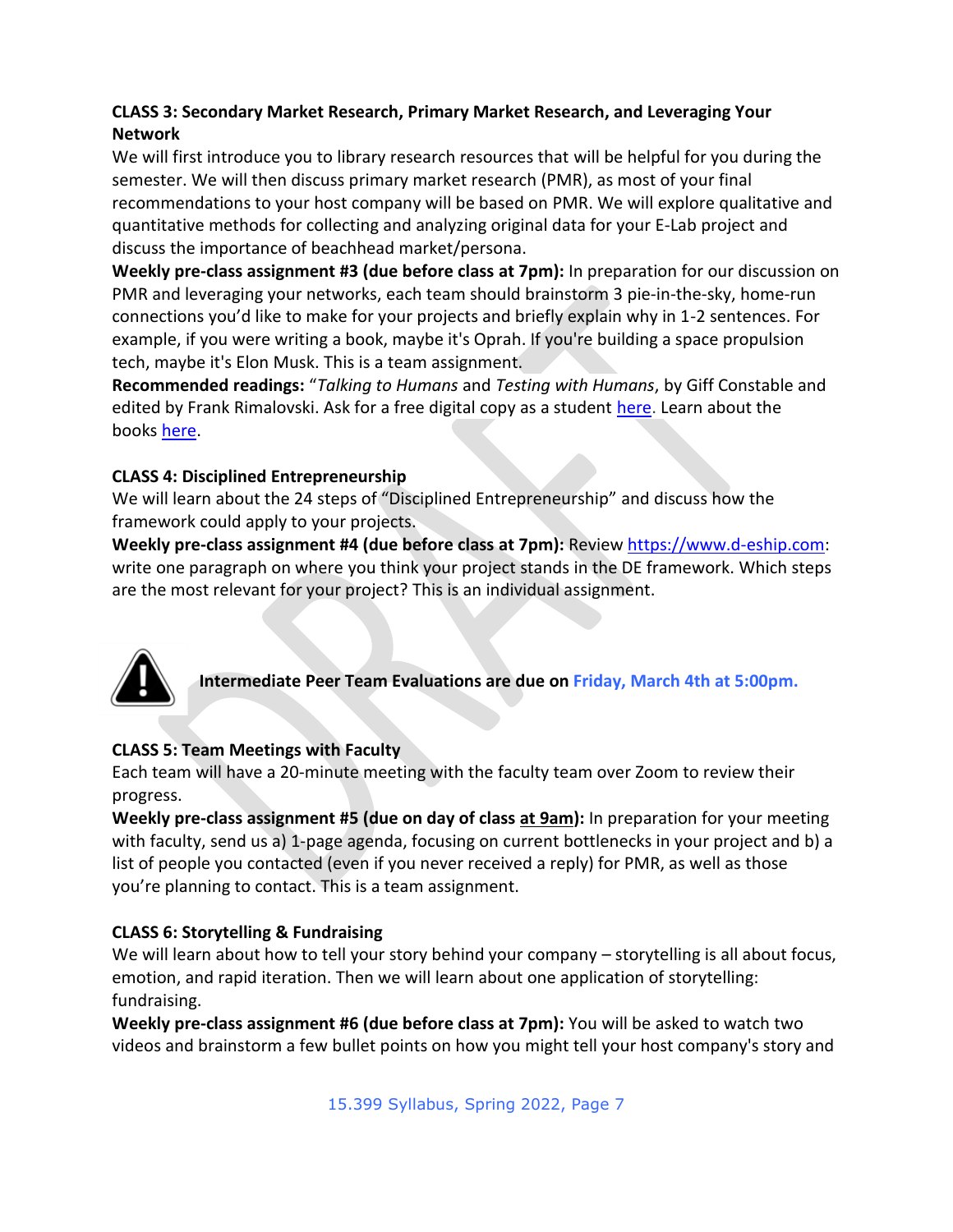**CLASS 3: Secondary Market Research, Primary Market Research, and Leveraging Your Network**

We will first introduce you to library research resources that will be helpful for you during the semester. We will then discuss primary market research (PMR), as most of your final recommendations to your host company will be based on PMR. We will explore qualitative and quantitative methods for collecting and analyzing original data for your E-Lab project and discuss the importance of beachhead market/persona.

**Weekly pre-class assignment #3 (due before class at 7pm):** In preparation for our discussion on PMR and leveraging your networks, each team should brainstorm 3 pie-in-the-sky, home-run connections you'd like to make for your projects and briefly explain why in 1-2 sentences. For example, if you were writing a book, maybe it's Oprah. If you're building a space propulsion tech, maybe it's Elon Musk. This is a team assignment.

**Recommended readings:** "*Talking to Humans* and *Testing with Humans*, by Giff Constable and edited by Frank Rimalovski. Ask for a free digital copy as a student here. Learn about the books here.

**CLASS 4: Disciplined Entrepreneurship**

We will learn about the 24 steps of "Disciplined Entrepreneurship" and discuss how the framework could apply to your projects.

**Weekly pre-class assignment #4 (due before class at 7pm):** Review https://www.d-eship.com: write one paragraph on where you think your project stands in the DE framework. Which steps are the most relevant for your project? This is an individual assignment.

⚠ **Intermediate Peer Team Evaluations are due on Friday, March 4th at 5:00pm.**

**CLASS 5: Team Meetings with Faculty**

Each team will have a 20-minute meeting with the faculty team over Zoom to review their progress.

**Weekly pre-class assignment #5 (due on day of class <u>at 9am</u>):** In preparation for your meeting with faculty, send us a) 1-page agenda, focusing on current bottlenecks in your project and b) a list of people you contacted (even if you never received a reply) for PMR, as well as those you're planning to contact. This is a team assignment.

**CLASS 6: Storytelling & Fundraising**

We will learn about how to tell your story behind your company – storytelling is all about focus, emotion, and rapid iteration. Then we will learn about one application of storytelling: fundraising.

**Weekly pre-class assignment #6 (due before class at 7pm):** You will be asked to watch two videos and brainstorm a few bullet points on how you might tell your host company's story and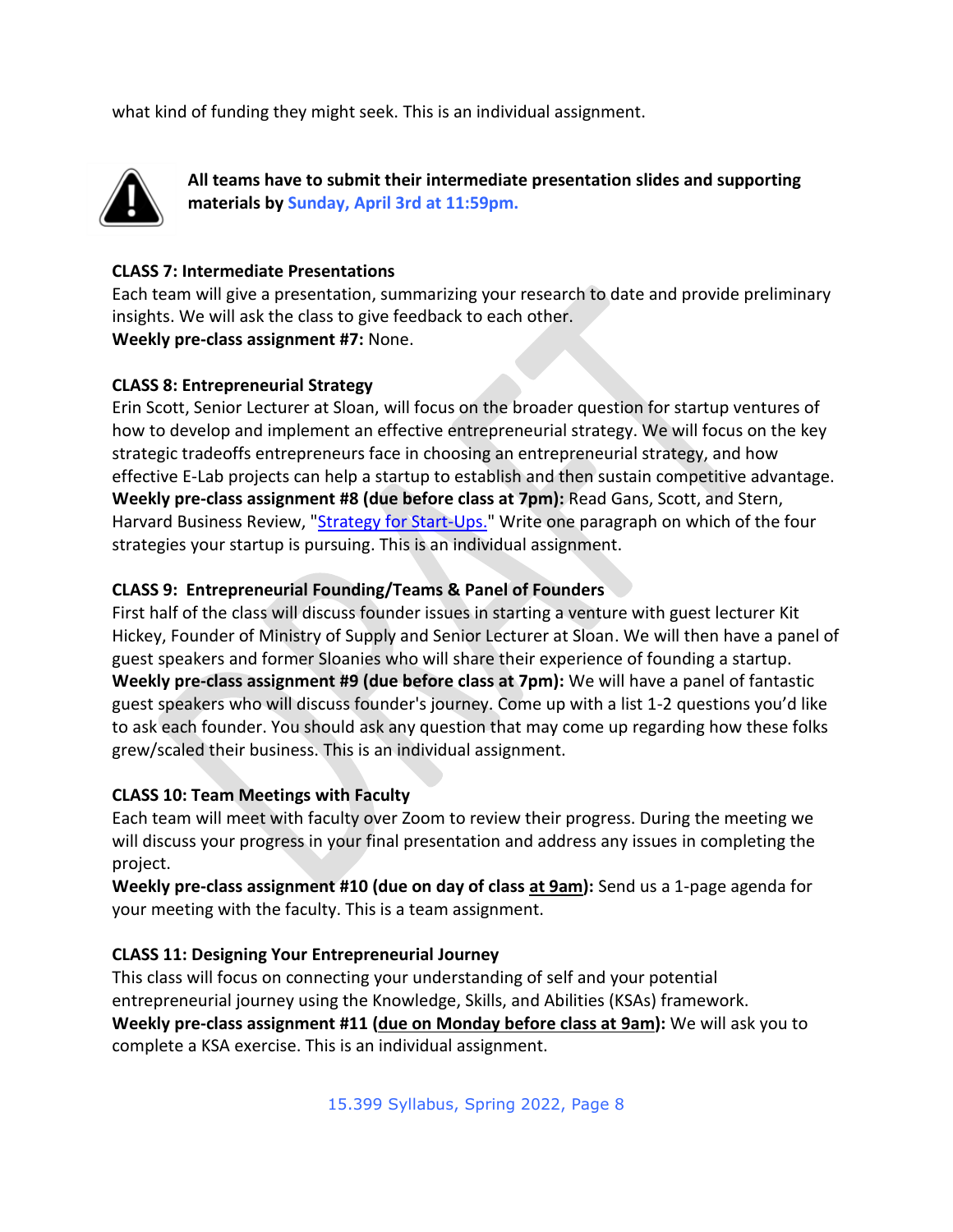what kind of funding they might seek. This is an individual assignment.

**All teams have to submit their intermediate presentation slides and supporting materials by Sunday, April 3rd at 11:59pm.**

**CLASS 7: Intermediate Presentations**
Each team will give a presentation, summarizing your research to date and provide preliminary insights. We will ask the class to give feedback to each other.
**Weekly pre-class assignment #7:** None.

**CLASS 8: Entrepreneurial Strategy**
Erin Scott, Senior Lecturer at Sloan, will focus on the broader question for startup ventures of how to develop and implement an effective entrepreneurial strategy. We will focus on the key strategic tradeoffs entrepreneurs face in choosing an entrepreneurial strategy, and how effective E-Lab projects can help a startup to establish and then sustain competitive advantage.
**Weekly pre-class assignment #8 (due before class at 7pm):** Read Gans, Scott, and Stern, Harvard Business Review, "Strategy for Start-Ups." Write one paragraph on which of the four strategies your startup is pursuing. This is an individual assignment.

**CLASS 9: Entrepreneurial Founding/Teams & Panel of Founders**
First half of the class will discuss founder issues in starting a venture with guest lecturer Kit Hickey, Founder of Ministry of Supply and Senior Lecturer at Sloan. We will then have a panel of guest speakers and former Sloanies who will share their experience of founding a startup.
**Weekly pre-class assignment #9 (due before class at 7pm):** We will have a panel of fantastic guest speakers who will discuss founder's journey. Come up with a list 1-2 questions you'd like to ask each founder. You should ask any question that may come up regarding how these folks grew/scaled their business. This is an individual assignment.

**CLASS 10: Team Meetings with Faculty**
Each team will meet with faculty over Zoom to review their progress. During the meeting we will discuss your progress in your final presentation and address any issues in completing the project.
**Weekly pre-class assignment #10 (due on day of class at 9am):** Send us a 1-page agenda for your meeting with the faculty. This is a team assignment.

**CLASS 11: Designing Your Entrepreneurial Journey**
This class will focus on connecting your understanding of self and your potential entrepreneurial journey using the Knowledge, Skills, and Abilities (KSAs) framework.
**Weekly pre-class assignment #11 (due on Monday before class at 9am):** We will ask you to complete a KSA exercise. This is an individual assignment.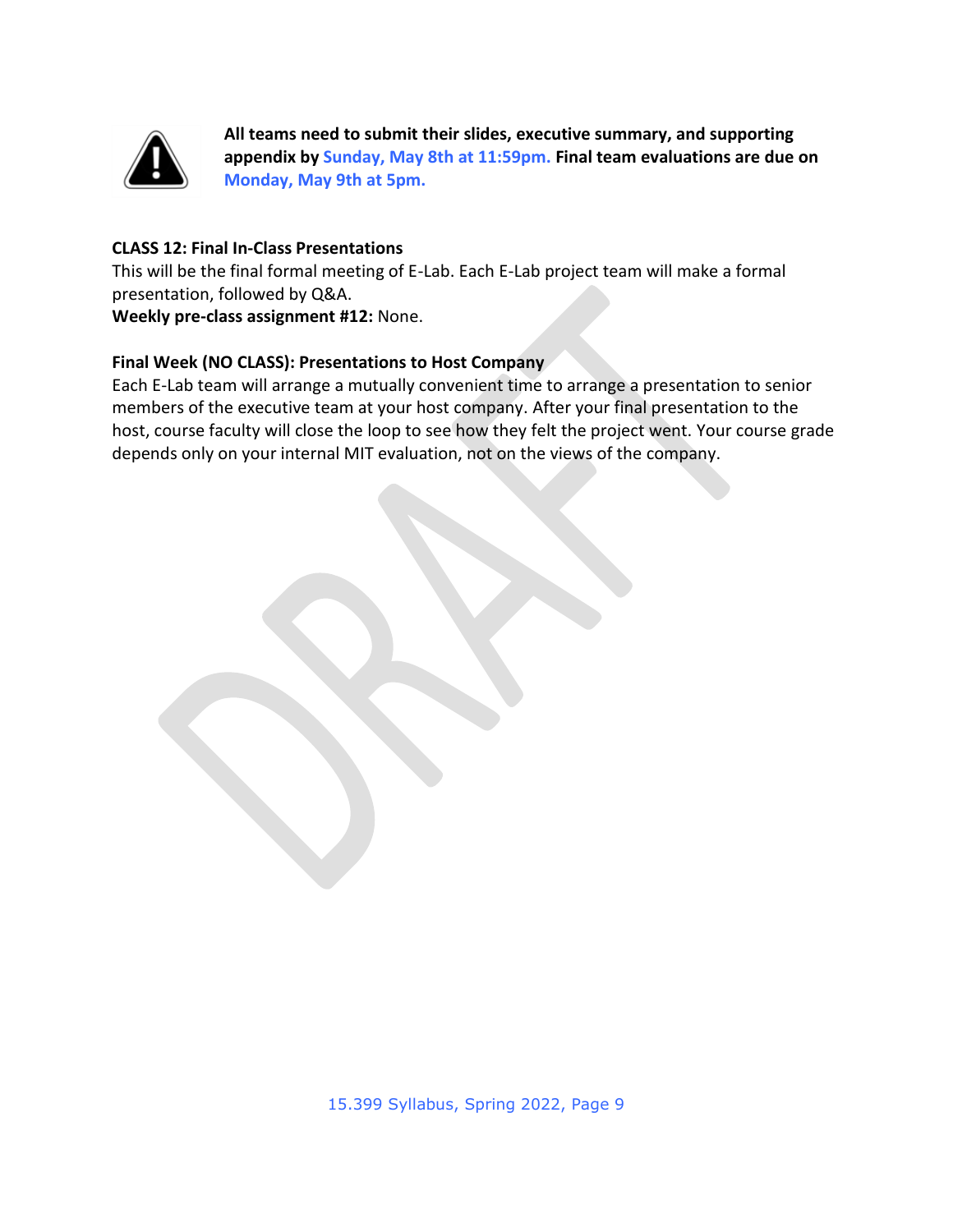**All teams need to submit their slides, executive summary, and supporting appendix by Sunday, May 8th at 11:59pm. Final team evaluations are due on Monday, May 9th at 5pm.**

**CLASS 12: Final In-Class Presentations**

This will be the final formal meeting of E-Lab. Each E-Lab project team will make a formal presentation, followed by Q&A.

**Weekly pre-class assignment #12:** None.

**Final Week (NO CLASS): Presentations to Host Company**

Each E-Lab team will arrange a mutually convenient time to arrange a presentation to senior members of the executive team at your host company. After your final presentation to the host, course faculty will close the loop to see how they felt the project went. Your course grade depends only on your internal MIT evaluation, not on the views of the company.